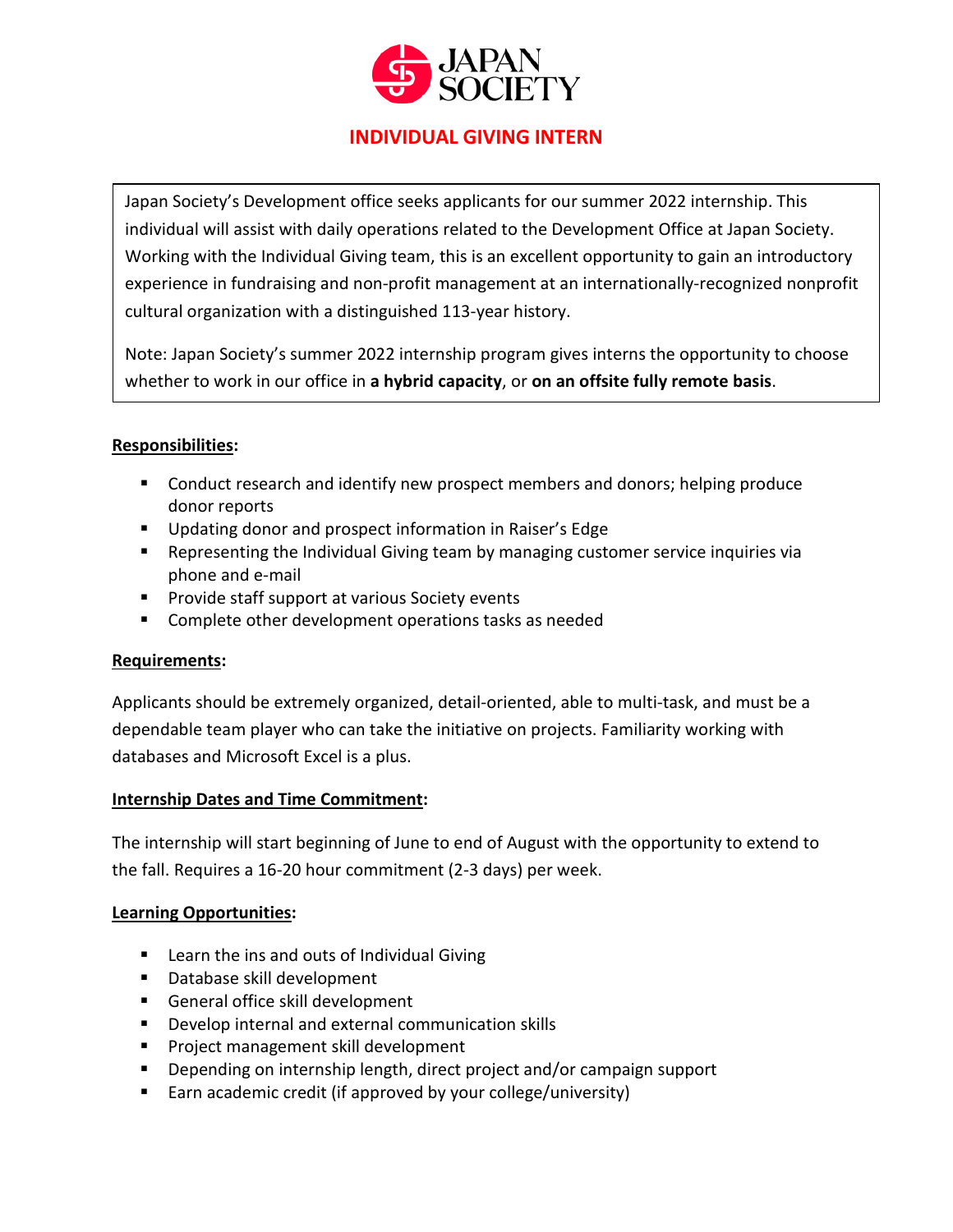# JAPAN SOCIETY

## INDIVIDUAL GIVING INTERN

Japan Society's Development office seeks applicants for our summer 2022 internship. This individual will assist with daily operations related to the Development Office at Japan Society. Working with the Individual Giving team, this is an excellent opportunity to gain an introductory experience in fundraising and non-profit management at an internationally-recognized nonprofit cultural organization with a distinguished 113-year history.

Note: Japan Society's summer 2022 internship program gives interns the opportunity to choose whether to work in our office in **a hybrid capacity**, or **on an offsite fully remote basis**.

### Responsibilities:

- Conduct research and identify new prospect members and donors; helping produce donor reports
- Updating donor and prospect information in Raiser's Edge
- Representing the Individual Giving team by managing customer service inquiries via phone and e-mail
- Provide staff support at various Society events
- Complete other development operations tasks as needed

### Requirements:

Applicants should be extremely organized, detail-oriented, able to multi-task, and must be a dependable team player who can take the initiative on projects. Familiarity working with databases and Microsoft Excel is a plus.

### Internship Dates and Time Commitment:

The internship will start beginning of June to end of August with the opportunity to extend to the fall. Requires a 16-20 hour commitment (2-3 days) per week.

### Learning Opportunities:

- Learn the ins and outs of Individual Giving
- Database skill development
- General office skill development
- Develop internal and external communication skills
- Project management skill development
- Depending on internship length, direct project and/or campaign support
- Earn academic credit (if approved by your college/university)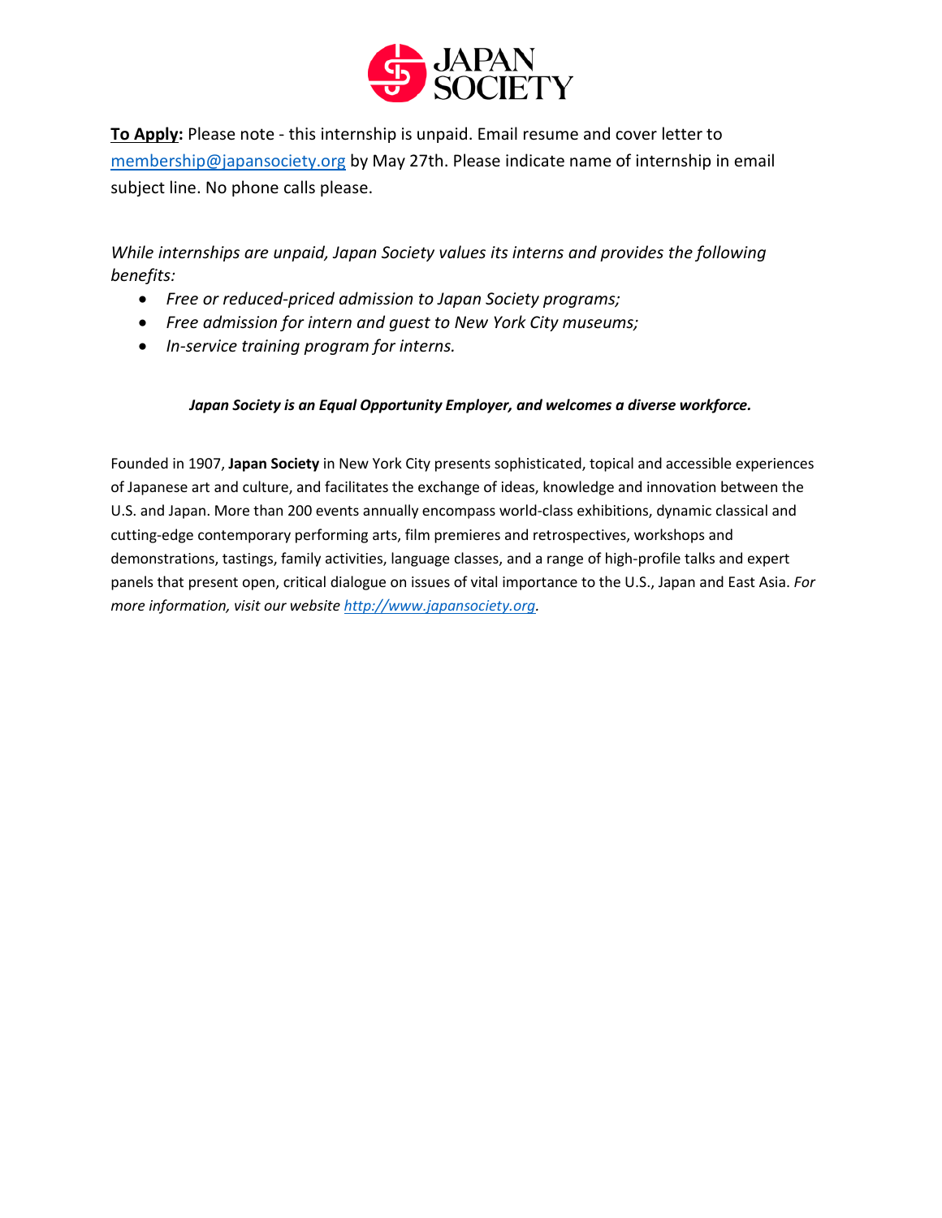**<u>To Apply</u>:** Please note - this internship is unpaid. Email resume and cover letter to [membership@japansociety.org](mailto:membership@japansociety.org) by May 27th. Please indicate name of internship in email subject line. No phone calls please.

*While internships are unpaid, Japan Society values its interns and provides the following benefits:*

- *Free or reduced-priced admission to Japan Society programs;*
- *Free admission for intern and guest to New York City museums;*
- *In-service training program for interns.*

***Japan Society is an Equal Opportunity Employer, and welcomes a diverse workforce.***

Founded in 1907, **Japan Society** in New York City presents sophisticated, topical and accessible experiences of Japanese art and culture, and facilitates the exchange of ideas, knowledge and innovation between the U.S. and Japan. More than 200 events annually encompass world-class exhibitions, dynamic classical and cutting-edge contemporary performing arts, film premieres and retrospectives, workshops and demonstrations, tastings, family activities, language classes, and a range of high-profile talks and expert panels that present open, critical dialogue on issues of vital importance to the U.S., Japan and East Asia. *For more information, visit our website [http://www.japansociety.org](http://www.japansociety.org).*